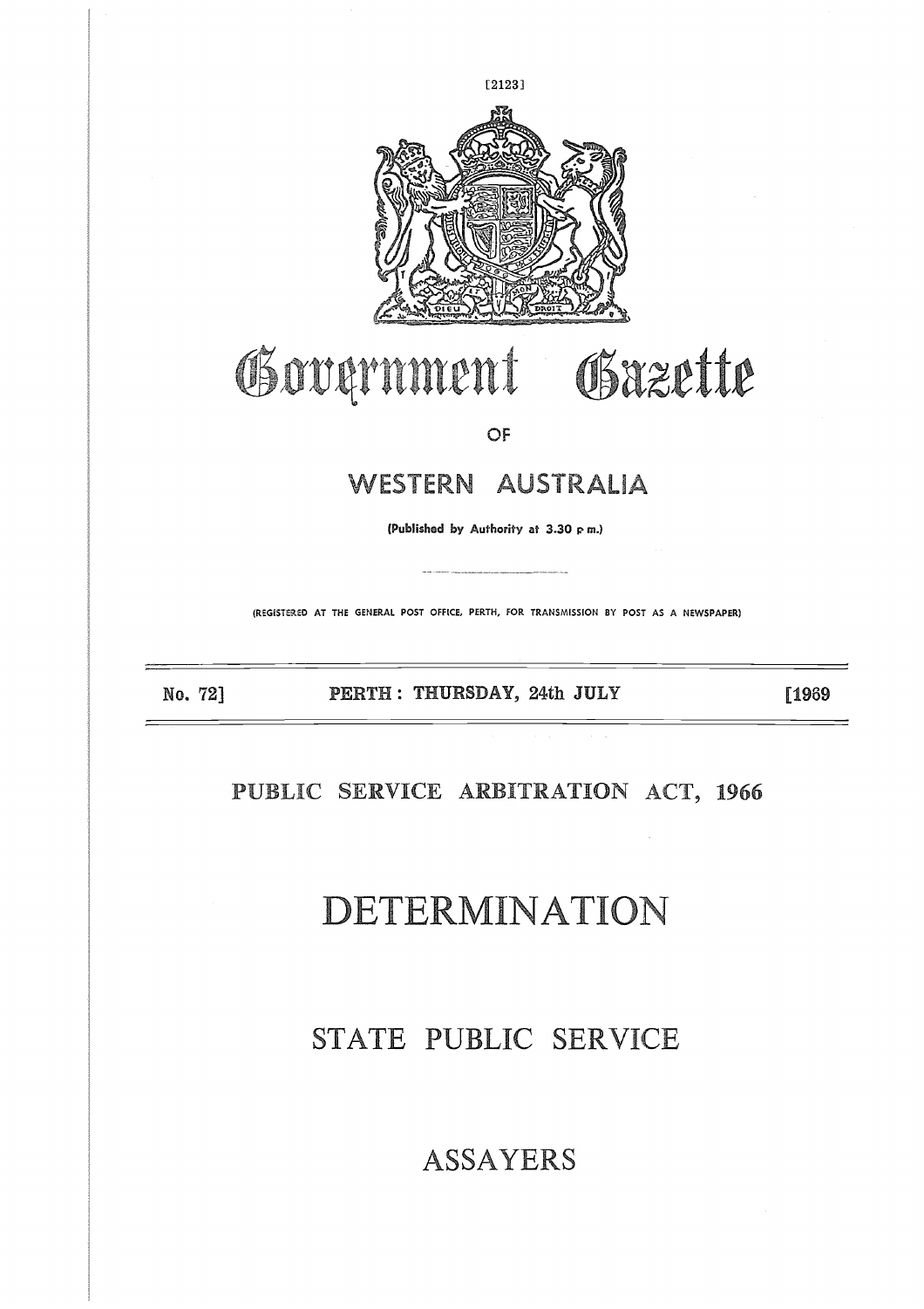# Government Gazette

OF

## WESTERN AUSTRALIA

(Published by Authority at 3.30 p.m.)

(REGISTERED AT THE GENERAL POST OFFICE, PERTH, FOR TRANSMISSION BY POST AS A NEWSPAPER)

No. 72] PERTH: THURSDAY, 24th JULY [1969

## PUBLIC SERVICE ARBITRATION ACT, 1966

# DETERMINATION

## STATE PUBLIC SERVICE

## ASSAYERS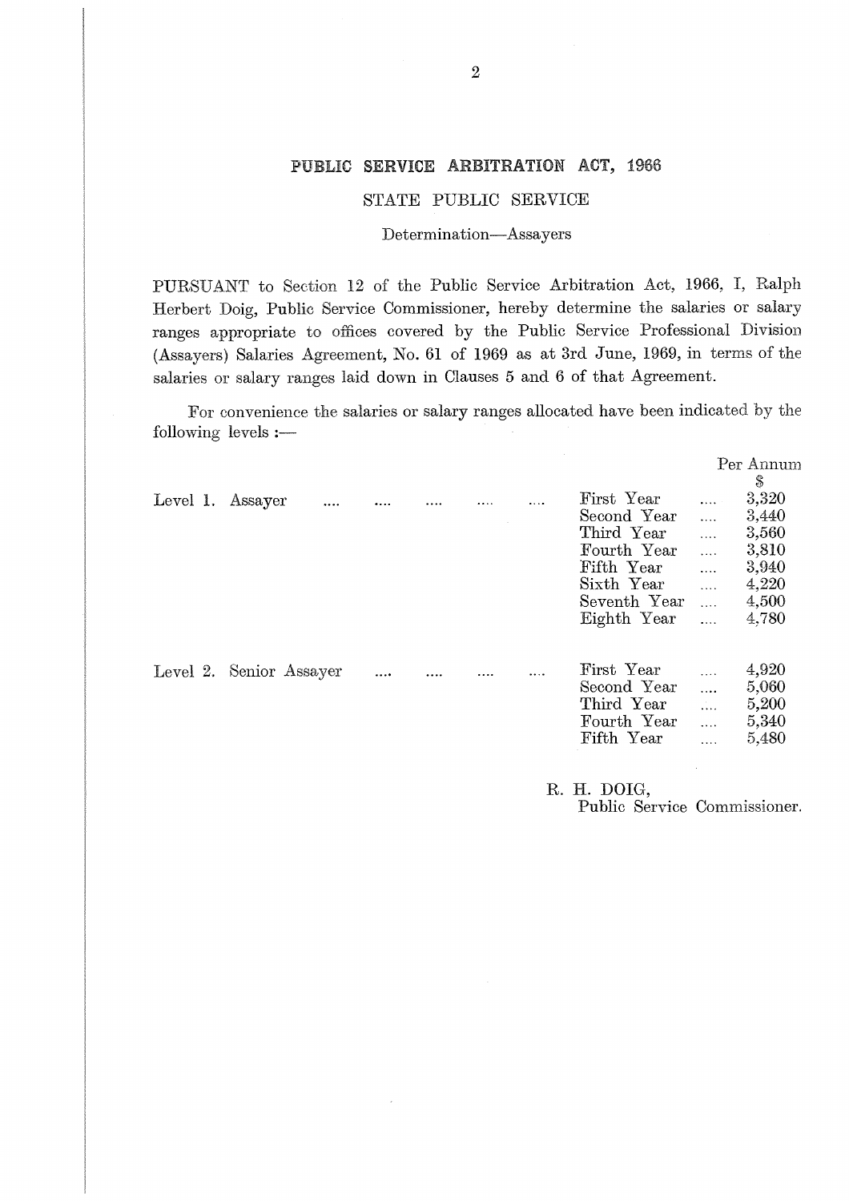# PUBLIC SERVICE ARBITRATION ACT, 1966

## STATE PUBLIC SERVICE

### Determination—Assayers

PURSUANT to Section 12 of the Public Service Arbitration Act, 1966, I, Ralph Herbert Doig, Public Service Commissioner, hereby determine the salaries or salary ranges appropriate to offices covered by the Public Service Professional Division (Assayers) Salaries Agreement, No. 61 of 1969 as at 3rd June, 1969, in terms of the salaries or salary ranges laid down in Clauses 5 and 6 of that Agreement.

For convenience the salaries or salary ranges allocated have been indicated by the following levels :—

| Level | | Per Annum $ |
|---|---|---|
| Level 1. Assayer | First Year | 3,320 |
| | Second Year | 3,440 |
| | Third Year | 3,560 |
| | Fourth Year | 3,810 |
| | Fifth Year | 3,940 |
| | Sixth Year | 4,220 |
| | Seventh Year | 4,500 |
| | Eighth Year | 4,780 |
| Level 2. Senior Assayer | First Year | 4,920 |
| | Second Year | 5,060 |
| | Third Year | 5,200 |
| | Fourth Year | 5,340 |
| | Fifth Year | 5,480 |

R. H. DOIG,
Public Service Commissioner.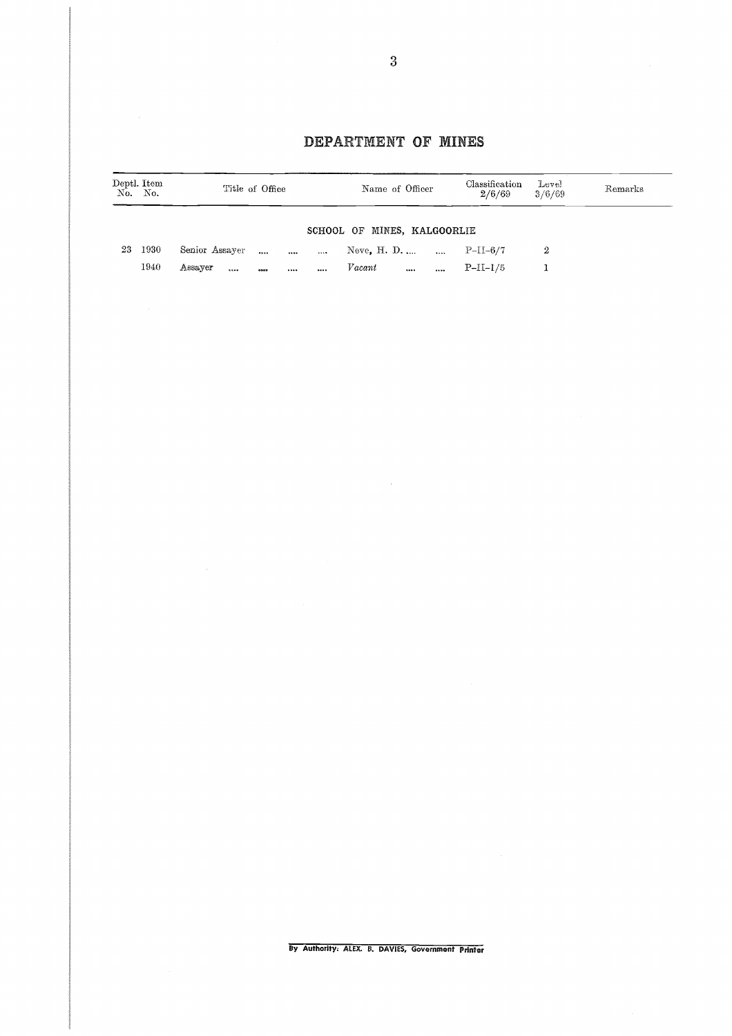# DEPARTMENT OF MINES

| Deptl. No. | Item No. | Title of Office | Name of Officer | Classification 2/6/69 | Level 3/6/69 | Remarks |
|---|---|---|---|---|---|---|
| | | **SCHOOL OF MINES, KALGOORLIE** | | | | |
| 23 | 1930 | Senior Assayer .... .... .... | Neve, H. D. .... .... | P–II–6/7 | 2 | |
| | 1940 | Assayer .... .... .... .... | *Vacant* .... .... | P–II–1/5 | 1 | |

By Authority: ALEX. B. DAVIES, Government Printer